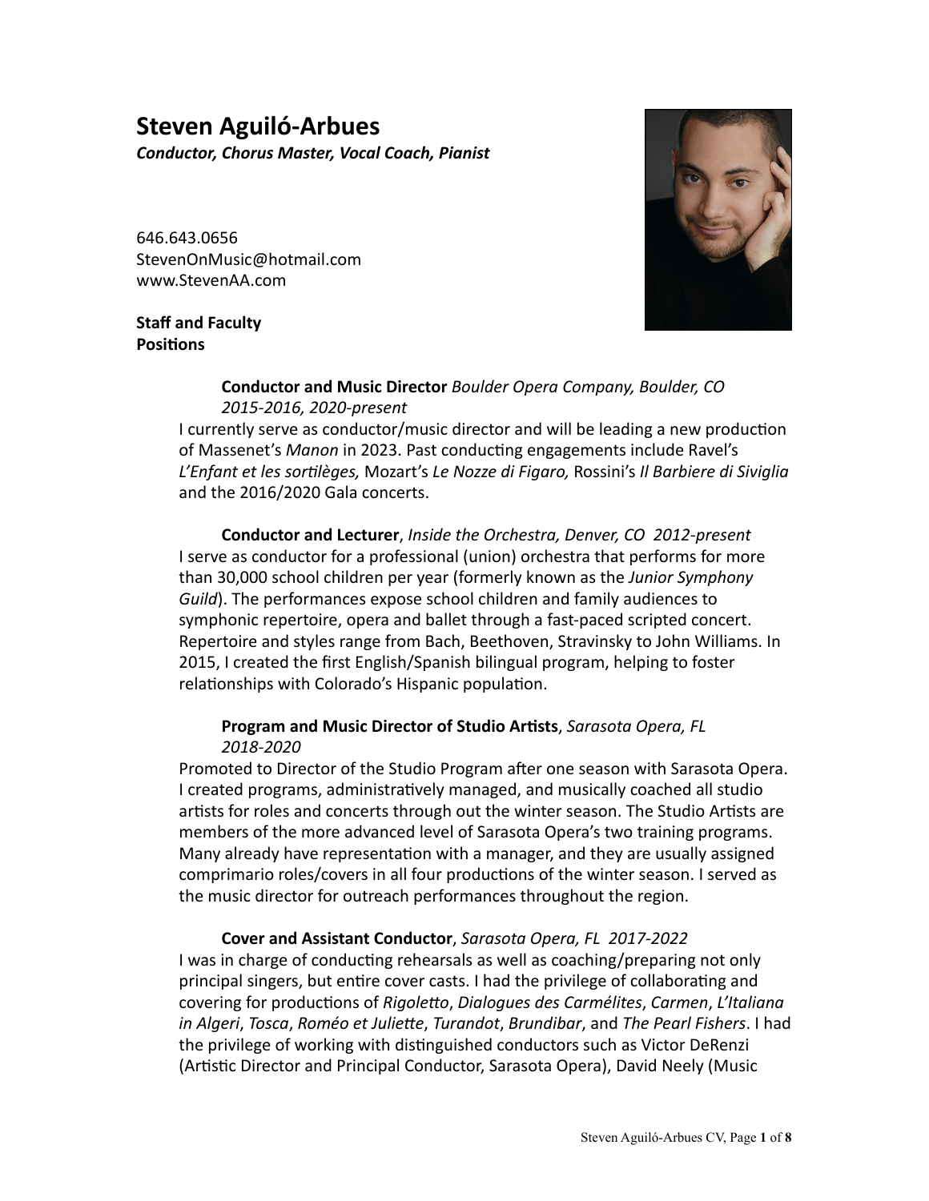# Steven Aguiló-Arbues

***Conductor, Chorus Master, Vocal Coach, Pianist***

646.643.0656
StevenOnMusic@hotmail.com
www.StevenAA.com

## Staff and Faculty Positions

**Conductor and Music Director** *Boulder Opera Company, Boulder, CO 2015-2016, 2020-present*

I currently serve as conductor/music director and will be leading a new production of Massenet's *Manon* in 2023. Past conducting engagements include Ravel's *L'Enfant et les sortilèges,* Mozart's *Le Nozze di Figaro,* Rossini's *Il Barbiere di Siviglia* and the 2016/2020 Gala concerts.

**Conductor and Lecturer**, *Inside the Orchestra, Denver, CO 2012-present*

I serve as conductor for a professional (union) orchestra that performs for more than 30,000 school children per year (formerly known as the *Junior Symphony Guild*). The performances expose school children and family audiences to symphonic repertoire, opera and ballet through a fast-paced scripted concert. Repertoire and styles range from Bach, Beethoven, Stravinsky to John Williams. In 2015, I created the first English/Spanish bilingual program, helping to foster relationships with Colorado's Hispanic population.

**Program and Music Director of Studio Artists**, *Sarasota Opera, FL 2018-2020*

Promoted to Director of the Studio Program after one season with Sarasota Opera. I created programs, administratively managed, and musically coached all studio artists for roles and concerts through out the winter season. The Studio Artists are members of the more advanced level of Sarasota Opera's two training programs. Many already have representation with a manager, and they are usually assigned comprimario roles/covers in all four productions of the winter season. I served as the music director for outreach performances throughout the region.

**Cover and Assistant Conductor**, *Sarasota Opera, FL 2017-2022*

I was in charge of conducting rehearsals as well as coaching/preparing not only principal singers, but entire cover casts. I had the privilege of collaborating and covering for productions of *Rigoletto*, *Dialogues des Carmélites*, *Carmen*, *L'Italiana in Algeri*, *Tosca*, *Roméo et Juliette*, *Turandot*, *Brundibar*, and *The Pearl Fishers*. I had the privilege of working with distinguished conductors such as Victor DeRenzi (Artistic Director and Principal Conductor, Sarasota Opera), David Neely (Music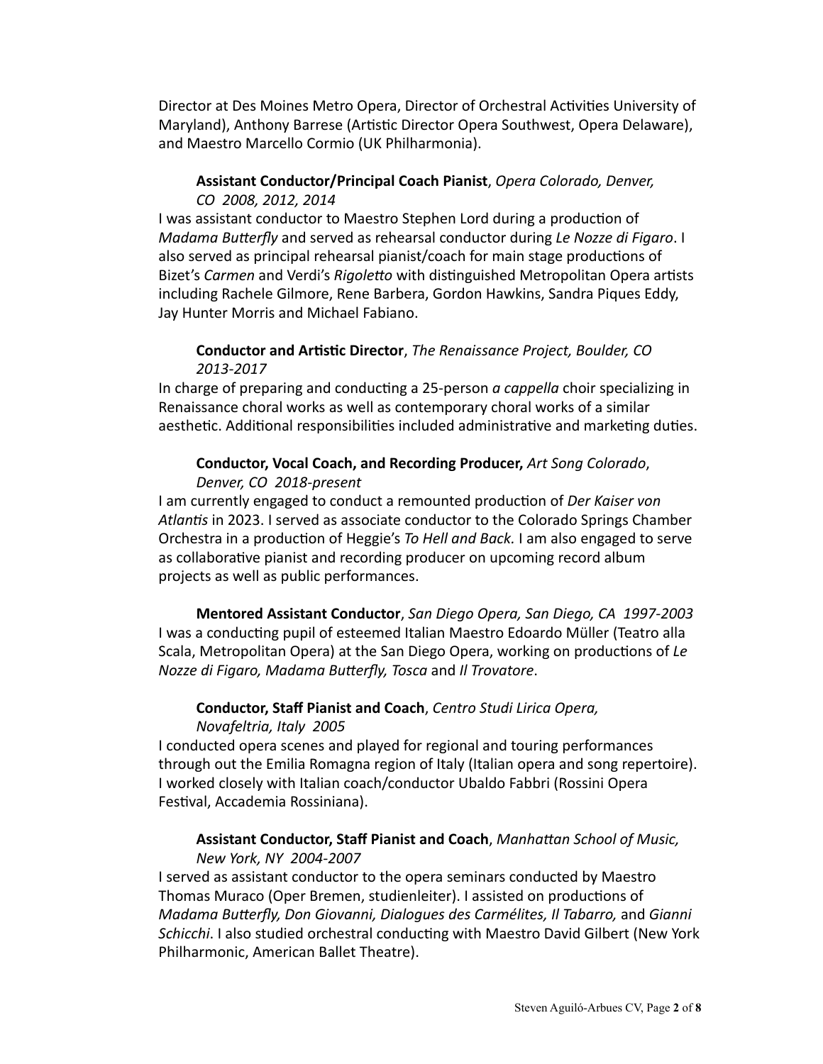Director at Des Moines Metro Opera, Director of Orchestral Activities University of Maryland), Anthony Barrese (Artistic Director Opera Southwest, Opera Delaware), and Maestro Marcello Cormio (UK Philharmonia).

**Assistant Conductor/Principal Coach Pianist**, *Opera Colorado, Denver, CO 2008, 2012, 2014*

I was assistant conductor to Maestro Stephen Lord during a production of *Madama Butterfly* and served as rehearsal conductor during *Le Nozze di Figaro*. I also served as principal rehearsal pianist/coach for main stage productions of Bizet's *Carmen* and Verdi's *Rigoletto* with distinguished Metropolitan Opera artists including Rachele Gilmore, Rene Barbera, Gordon Hawkins, Sandra Piques Eddy, Jay Hunter Morris and Michael Fabiano.

**Conductor and Artistic Director**, *The Renaissance Project, Boulder, CO 2013-2017*

In charge of preparing and conducting a 25-person *a cappella* choir specializing in Renaissance choral works as well as contemporary choral works of a similar aesthetic. Additional responsibilities included administrative and marketing duties.

**Conductor, Vocal Coach, and Recording Producer,** *Art Song Colorado, Denver, CO 2018-present*

I am currently engaged to conduct a remounted production of *Der Kaiser von Atlantis* in 2023. I served as associate conductor to the Colorado Springs Chamber Orchestra in a production of Heggie's *To Hell and Back.* I am also engaged to serve as collaborative pianist and recording producer on upcoming record album projects as well as public performances.

**Mentored Assistant Conductor**, *San Diego Opera, San Diego, CA 1997-2003*

I was a conducting pupil of esteemed Italian Maestro Edoardo Müller (Teatro alla Scala, Metropolitan Opera) at the San Diego Opera, working on productions of *Le Nozze di Figaro, Madama Butterfly, Tosca* and *Il Trovatore*.

**Conductor, Staff Pianist and Coach**, *Centro Studi Lirica Opera, Novafeltria, Italy 2005*

I conducted opera scenes and played for regional and touring performances through out the Emilia Romagna region of Italy (Italian opera and song repertoire). I worked closely with Italian coach/conductor Ubaldo Fabbri (Rossini Opera Festival, Accademia Rossiniana).

**Assistant Conductor, Staff Pianist and Coach**, *Manhattan School of Music, New York, NY 2004-2007*

I served as assistant conductor to the opera seminars conducted by Maestro Thomas Muraco (Oper Bremen, studienleiter). I assisted on productions of *Madama Butterfly, Don Giovanni, Dialogues des Carmélites, Il Tabarro,* and *Gianni Schicchi*. I also studied orchestral conducting with Maestro David Gilbert (New York Philharmonic, American Ballet Theatre).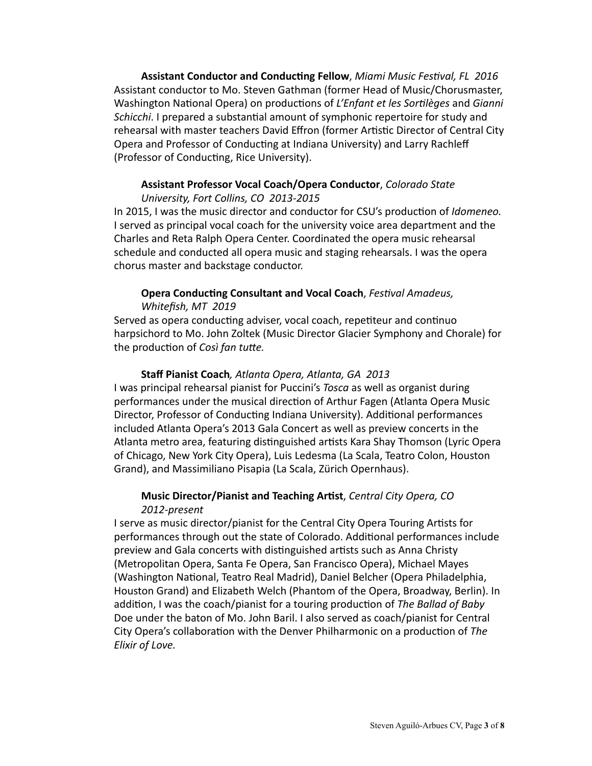**Assistant Conductor and Conducting Fellow**, *Miami Music Festival, FL 2016*
Assistant conductor to Mo. Steven Gathman (former Head of Music/Chorusmaster, Washington National Opera) on productions of *L'Enfant et les Sortilèges* and *Gianni Schicchi*. I prepared a substantial amount of symphonic repertoire for study and rehearsal with master teachers David Effron (former Artistic Director of Central City Opera and Professor of Conducting at Indiana University) and Larry Rachleff (Professor of Conducting, Rice University).

**Assistant Professor Vocal Coach/Opera Conductor**, *Colorado State University, Fort Collins, CO 2013-2015*
In 2015, I was the music director and conductor for CSU's production of *Idomeneo.* I served as principal vocal coach for the university voice area department and the Charles and Reta Ralph Opera Center. Coordinated the opera music rehearsal schedule and conducted all opera music and staging rehearsals. I was the opera chorus master and backstage conductor.

**Opera Conducting Consultant and Vocal Coach**, *Festival Amadeus, Whitefish, MT 2019*
Served as opera conducting adviser, vocal coach, repetiteur and continuo harpsichord to Mo. John Zoltek (Music Director Glacier Symphony and Chorale) for the production of *Così fan tutte.*

**Staff Pianist Coach***, Atlanta Opera, Atlanta, GA 2013*
I was principal rehearsal pianist for Puccini's *Tosca* as well as organist during performances under the musical direction of Arthur Fagen (Atlanta Opera Music Director, Professor of Conducting Indiana University). Additional performances included Atlanta Opera's 2013 Gala Concert as well as preview concerts in the Atlanta metro area, featuring distinguished artists Kara Shay Thomson (Lyric Opera of Chicago, New York City Opera), Luis Ledesma (La Scala, Teatro Colon, Houston Grand), and Massimiliano Pisapia (La Scala, Zürich Opernhaus).

**Music Director/Pianist and Teaching Artist**, *Central City Opera, CO 2012-present*
I serve as music director/pianist for the Central City Opera Touring Artists for performances through out the state of Colorado. Additional performances include preview and Gala concerts with distinguished artists such as Anna Christy (Metropolitan Opera, Santa Fe Opera, San Francisco Opera), Michael Mayes (Washington National, Teatro Real Madrid), Daniel Belcher (Opera Philadelphia, Houston Grand) and Elizabeth Welch (Phantom of the Opera, Broadway, Berlin). In addition, I was the coach/pianist for a touring production of *The Ballad of Baby* Doe under the baton of Mo. John Baril. I also served as coach/pianist for Central City Opera's collaboration with the Denver Philharmonic on a production of *The Elixir of Love.*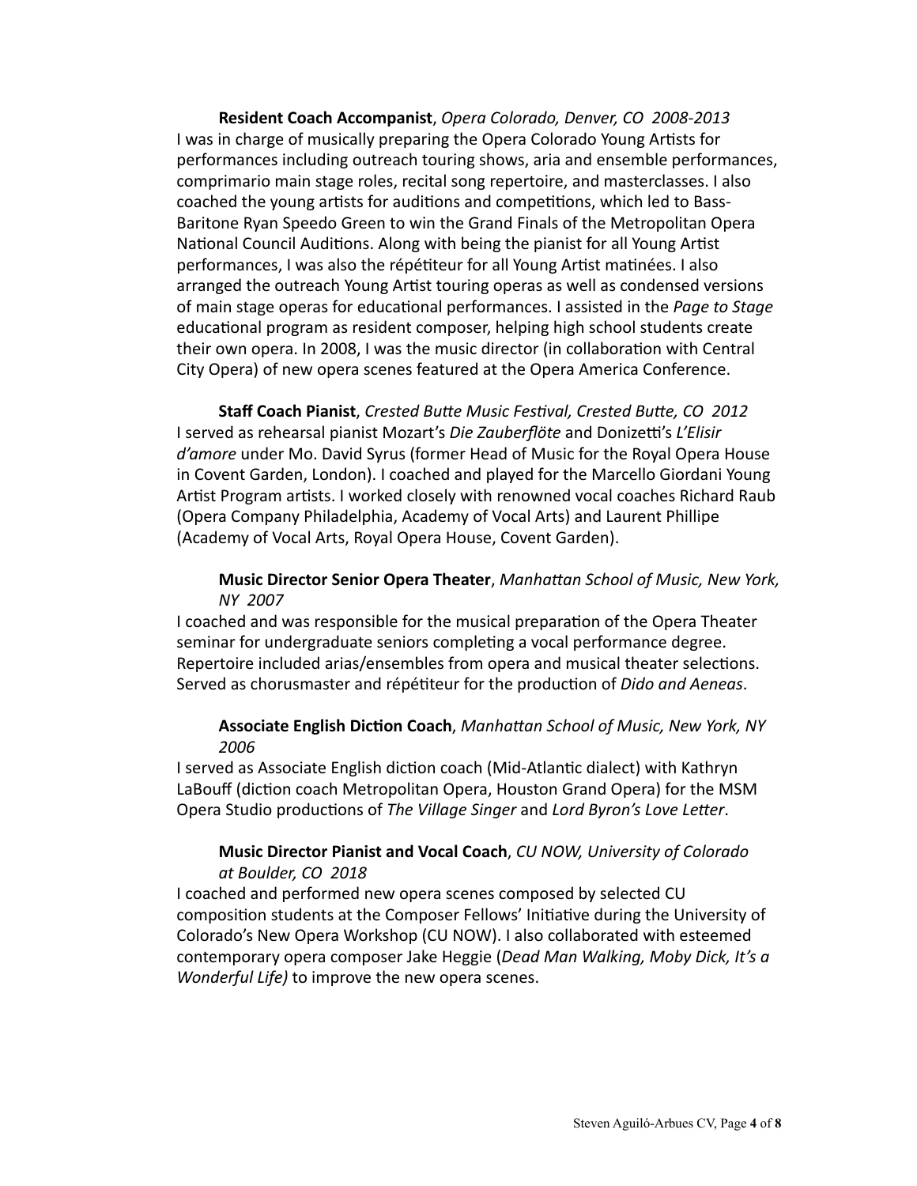**Resident Coach Accompanist**, *Opera Colorado, Denver, CO 2008-2013*
I was in charge of musically preparing the Opera Colorado Young Artists for performances including outreach touring shows, aria and ensemble performances, comprimario main stage roles, recital song repertoire, and masterclasses. I also coached the young artists for auditions and competitions, which led to Bass-Baritone Ryan Speedo Green to win the Grand Finals of the Metropolitan Opera National Council Auditions. Along with being the pianist for all Young Artist performances, I was also the répétiteur for all Young Artist matinées. I also arranged the outreach Young Artist touring operas as well as condensed versions of main stage operas for educational performances. I assisted in the *Page to Stage* educational program as resident composer, helping high school students create their own opera. In 2008, I was the music director (in collaboration with Central City Opera) of new opera scenes featured at the Opera America Conference.

**Staff Coach Pianist**, *Crested Butte Music Festival, Crested Butte, CO 2012*
I served as rehearsal pianist Mozart's *Die Zauberflöte* and Donizetti's *L'Elisir d'amore* under Mo. David Syrus (former Head of Music for the Royal Opera House in Covent Garden, London). I coached and played for the Marcello Giordani Young Artist Program artists. I worked closely with renowned vocal coaches Richard Raub (Opera Company Philadelphia, Academy of Vocal Arts) and Laurent Phillipe (Academy of Vocal Arts, Royal Opera House, Covent Garden).

**Music Director Senior Opera Theater**, *Manhattan School of Music, New York, NY 2007*
I coached and was responsible for the musical preparation of the Opera Theater seminar for undergraduate seniors completing a vocal performance degree. Repertoire included arias/ensembles from opera and musical theater selections. Served as chorusmaster and répétiteur for the production of *Dido and Aeneas*.

**Associate English Diction Coach**, *Manhattan School of Music, New York, NY 2006*
I served as Associate English diction coach (Mid-Atlantic dialect) with Kathryn LaBouff (diction coach Metropolitan Opera, Houston Grand Opera) for the MSM Opera Studio productions of *The Village Singer* and *Lord Byron's Love Letter*.

**Music Director Pianist and Vocal Coach**, *CU NOW, University of Colorado at Boulder, CO 2018*
I coached and performed new opera scenes composed by selected CU composition students at the Composer Fellows' Initiative during the University of Colorado's New Opera Workshop (CU NOW). I also collaborated with esteemed contemporary opera composer Jake Heggie (*Dead Man Walking, Moby Dick, It's a Wonderful Life)* to improve the new opera scenes.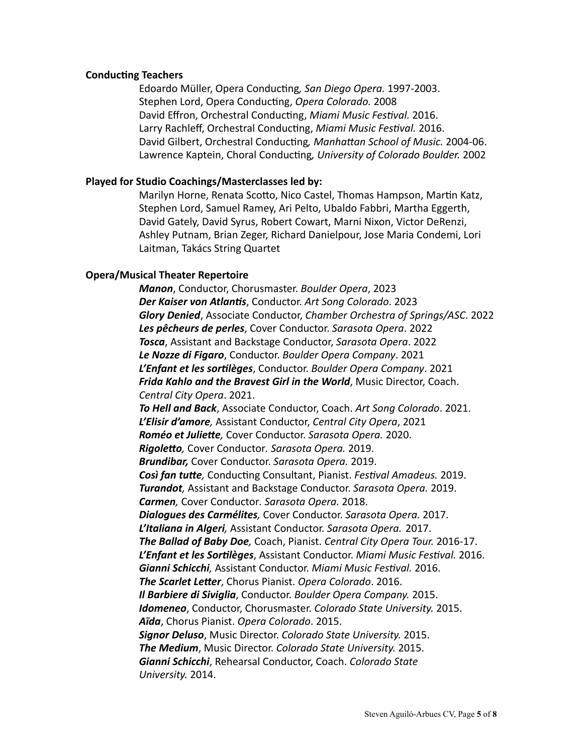**Conducting Teachers**

Edoardo Müller, Opera Conducting, *San Diego Opera.* 1997-2003.
Stephen Lord, Opera Conducting, *Opera Colorado.* 2008
David Effron, Orchestral Conducting, *Miami Music Festival.* 2016.
Larry Rachleff, Orchestral Conducting, *Miami Music Festival.* 2016.
David Gilbert, Orchestral Conducting, *Manhattan School of Music.* 2004-06.
Lawrence Kaptein, Choral Conducting, *University of Colorado Boulder.* 2002

**Played for Studio Coachings/Masterclasses led by:**

Marilyn Horne, Renata Scotto, Nico Castel, Thomas Hampson, Martin Katz, Stephen Lord, Samuel Ramey, Ari Pelto, Ubaldo Fabbri, Martha Eggerth, David Gately, David Syrus, Robert Cowart, Marni Nixon, Victor DeRenzi, Ashley Putnam, Brian Zeger, Richard Danielpour, Jose Maria Condemi, Lori Laitman, Takács String Quartet

**Opera/Musical Theater Repertoire**

***Manon***, Conductor, Chorusmaster. *Boulder Opera*, 2023
***Der Kaiser von Atlantis***, Conductor. *Art Song Colorado*. 2023
***Glory Denied***, Associate Conductor, *Chamber Orchestra of Springs/ASC*. 2022
***Les pêcheurs de perles***, Cover Conductor. *Sarasota Opera*. 2022
***Tosca***, Assistant and Backstage Conductor, *Sarasota Opera*. 2022
***Le Nozze di Figaro***, Conductor. *Boulder Opera Company*. 2021
***L'Enfant et les sortilèges***, Conductor. *Boulder Opera Company*. 2021
***Frida Kahlo and the Bravest Girl in the World***, Music Director, Coach. *Central City Opera*. 2021.
***To Hell and Back***, Associate Conductor, Coach. *Art Song Colorado*. 2021.
***L'Elisir d'amore,*** Assistant Conductor, *Central City Opera*, 2021
***Roméo et Juliette,*** Cover Conductor. *Sarasota Opera.* 2020.
***Rigoletto,*** Cover Conductor. *Sarasota Opera.* 2019.
***Brundibar,*** Cover Conductor. *Sarasota Opera.* 2019.
***Così fan tutte,*** Conducting Consultant, Pianist. *Festival Amadeus.* 2019.
***Turandot,*** Assistant and Backstage Conductor. *Sarasota Opera.* 2019.
***Carmen,*** Cover Conductor. *Sarasota Opera.* 2018.
***Dialogues des Carmélites,*** Cover Conductor. *Sarasota Opera.* 2017.
***L'Italiana in Algeri,*** Assistant Conductor. *Sarasota Opera.* 2017.
***The Ballad of Baby Doe,*** Coach, Pianist. *Central City Opera Tour.* 2016-17.
***L'Enfant et les Sortilèges***, Assistant Conductor. *Miami Music Festival.* 2016.
***Gianni Schicchi,*** Assistant Conductor. *Miami Music Festival.* 2016.
***The Scarlet Letter***, Chorus Pianist. *Opera Colorado*. 2016.
***Il Barbiere di Siviglia***, Conductor. *Boulder Opera Company.* 2015.
***Idomeneo***, Conductor, Chorusmaster. *Colorado State University.* 2015.
***Aïda***, Chorus Pianist. *Opera Colorado*. 2015.
***Signor Deluso***, Music Director. *Colorado State University.* 2015.
***The Medium***, Music Director. *Colorado State University.* 2015.
***Gianni Schicchi***, Rehearsal Conductor, Coach. *Colorado State University.* 2014.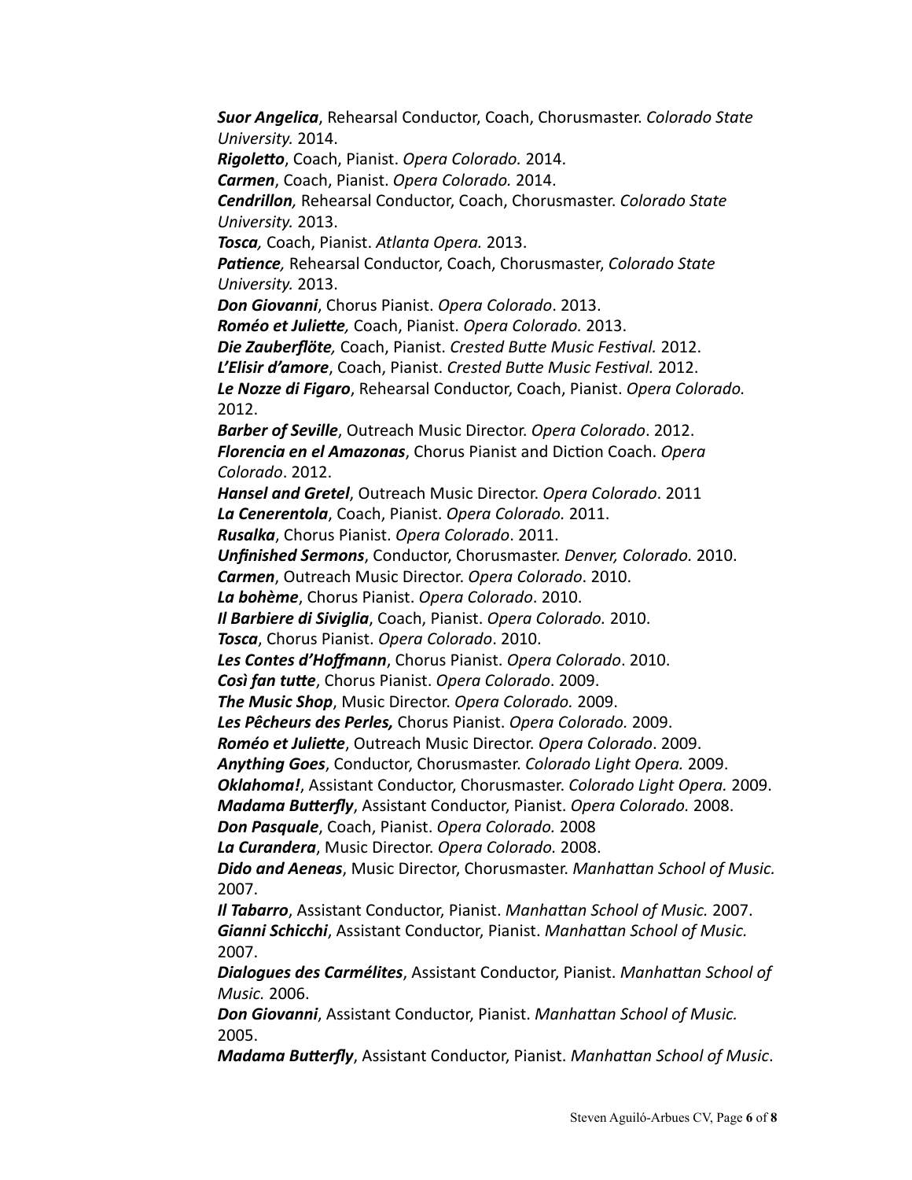***Suor Angelica***, Rehearsal Conductor, Coach, Chorusmaster. *Colorado State University.* 2014.
***Rigoletto***, Coach, Pianist. *Opera Colorado.* 2014.
***Carmen***, Coach, Pianist. *Opera Colorado.* 2014.
***Cendrillon,*** Rehearsal Conductor, Coach, Chorusmaster. *Colorado State University.* 2013.
***Tosca,*** Coach, Pianist. *Atlanta Opera.* 2013.
***Patience,*** Rehearsal Conductor, Coach, Chorusmaster, *Colorado State University.* 2013.
***Don Giovanni***, Chorus Pianist. *Opera Colorado*. 2013.
***Roméo et Juliette,*** Coach, Pianist. *Opera Colorado.* 2013.
***Die Zauberflöte,*** Coach, Pianist. *Crested Butte Music Festival.* 2012.
***L'Elisir d'amore***, Coach, Pianist. *Crested Butte Music Festival.* 2012.
***Le Nozze di Figaro***, Rehearsal Conductor, Coach, Pianist. *Opera Colorado.* 2012.
***Barber of Seville***, Outreach Music Director. *Opera Colorado*. 2012.
***Florencia en el Amazonas***, Chorus Pianist and Diction Coach. *Opera Colorado*. 2012.
***Hansel and Gretel***, Outreach Music Director. *Opera Colorado*. 2011
***La Cenerentola***, Coach, Pianist. *Opera Colorado.* 2011.
***Rusalka***, Chorus Pianist. *Opera Colorado*. 2011.
***Unfinished Sermons***, Conductor, Chorusmaster. *Denver, Colorado.* 2010.
***Carmen***, Outreach Music Director. *Opera Colorado*. 2010.
***La bohème***, Chorus Pianist. *Opera Colorado*. 2010.
***Il Barbiere di Siviglia***, Coach, Pianist. *Opera Colorado.* 2010.
***Tosca***, Chorus Pianist. *Opera Colorado*. 2010.
***Les Contes d'Hoffmann***, Chorus Pianist. *Opera Colorado*. 2010.
***Così fan tutte***, Chorus Pianist. *Opera Colorado*. 2009.
***The Music Shop***, Music Director. *Opera Colorado.* 2009.
***Les Pêcheurs des Perles,*** Chorus Pianist. *Opera Colorado.* 2009.
***Roméo et Juliette***, Outreach Music Director. *Opera Colorado*. 2009.
***Anything Goes***, Conductor, Chorusmaster. *Colorado Light Opera.* 2009.
***Oklahoma!***, Assistant Conductor, Chorusmaster. *Colorado Light Opera.* 2009.
***Madama Butterfly***, Assistant Conductor, Pianist. *Opera Colorado.* 2008.
***Don Pasquale***, Coach, Pianist. *Opera Colorado.* 2008
***La Curandera***, Music Director. *Opera Colorado.* 2008.
***Dido and Aeneas***, Music Director, Chorusmaster. *Manhattan School of Music.* 2007.
***Il Tabarro***, Assistant Conductor, Pianist. *Manhattan School of Music.* 2007.
***Gianni Schicchi***, Assistant Conductor, Pianist. *Manhattan School of Music.* 2007.
***Dialogues des Carmélites***, Assistant Conductor, Pianist. *Manhattan School of Music.* 2006.
***Don Giovanni***, Assistant Conductor, Pianist. *Manhattan School of Music.* 2005.
***Madama Butterfly***, Assistant Conductor, Pianist. *Manhattan School of Music*.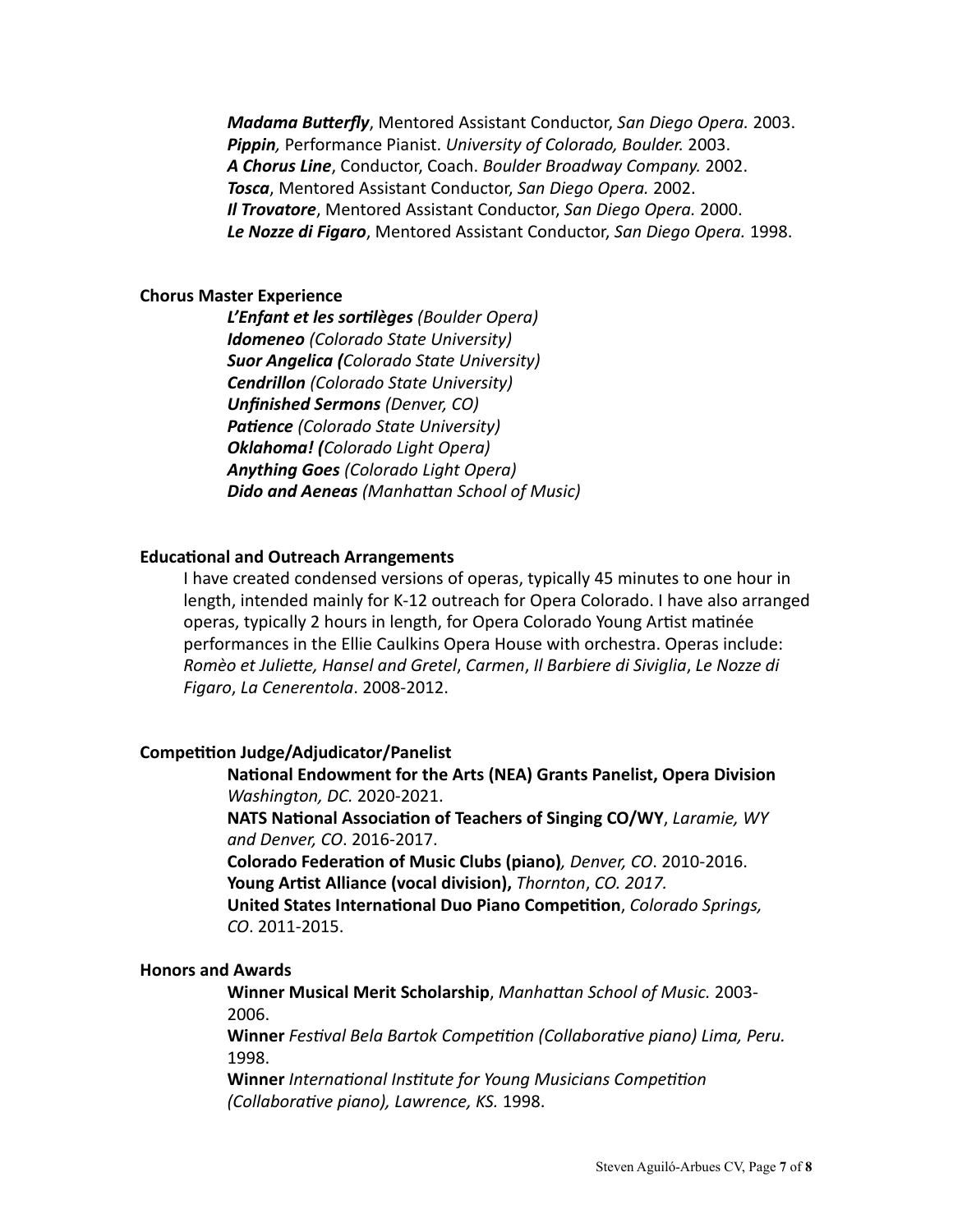***Madama Butterfly***, Mentored Assistant Conductor, *San Diego Opera.* 2003.
***Pippin,*** Performance Pianist. *University of Colorado, Boulder.* 2003.
***A Chorus Line***, Conductor, Coach. *Boulder Broadway Company.* 2002.
***Tosca***, Mentored Assistant Conductor, *San Diego Opera.* 2002.
***Il Trovatore***, Mentored Assistant Conductor, *San Diego Opera.* 2000.
***Le Nozze di Figaro***, Mentored Assistant Conductor, *San Diego Opera.* 1998.

**Chorus Master Experience**

***L'Enfant et les sortilèges*** *(Boulder Opera)*
***Idomeneo*** *(Colorado State University)*
***Suor Angelica (****Colorado State University)*
***Cendrillon*** *(Colorado State University)*
***Unfinished Sermons*** *(Denver, CO)*
***Patience*** *(Colorado State University)*
***Oklahoma! (****Colorado Light Opera)*
***Anything Goes*** *(Colorado Light Opera)*
***Dido and Aeneas*** *(Manhattan School of Music)*

**Educational and Outreach Arrangements**

I have created condensed versions of operas, typically 45 minutes to one hour in length, intended mainly for K-12 outreach for Opera Colorado. I have also arranged operas, typically 2 hours in length, for Opera Colorado Young Artist matinée performances in the Ellie Caulkins Opera House with orchestra. Operas include: *Romèo et Juliette, Hansel and Gretel*, *Carmen*, *Il Barbiere di Siviglia*, *Le Nozze di Figaro*, *La Cenerentola*. 2008-2012.

**Competition Judge/Adjudicator/Panelist**

**National Endowment for the Arts (NEA) Grants Panelist, Opera Division** *Washington, DC.* 2020-2021.
**NATS National Association of Teachers of Singing CO/WY**, *Laramie, WY and Denver, CO*. 2016-2017.
**Colorado Federation of Music Clubs (piano)***, Denver, CO*. 2010-2016.
**Young Artist Alliance (vocal division),** *Thornton*, *CO. 2017.*
**United States International Duo Piano Competition**, *Colorado Springs, CO*. 2011-2015.

**Honors and Awards**

**Winner Musical Merit Scholarship**, *Manhattan School of Music.* 2003-2006.
**Winner** *Festival Bela Bartok Competition (Collaborative piano) Lima, Peru.* 1998.
**Winner** *International Institute for Young Musicians Competition (Collaborative piano), Lawrence, KS.* 1998.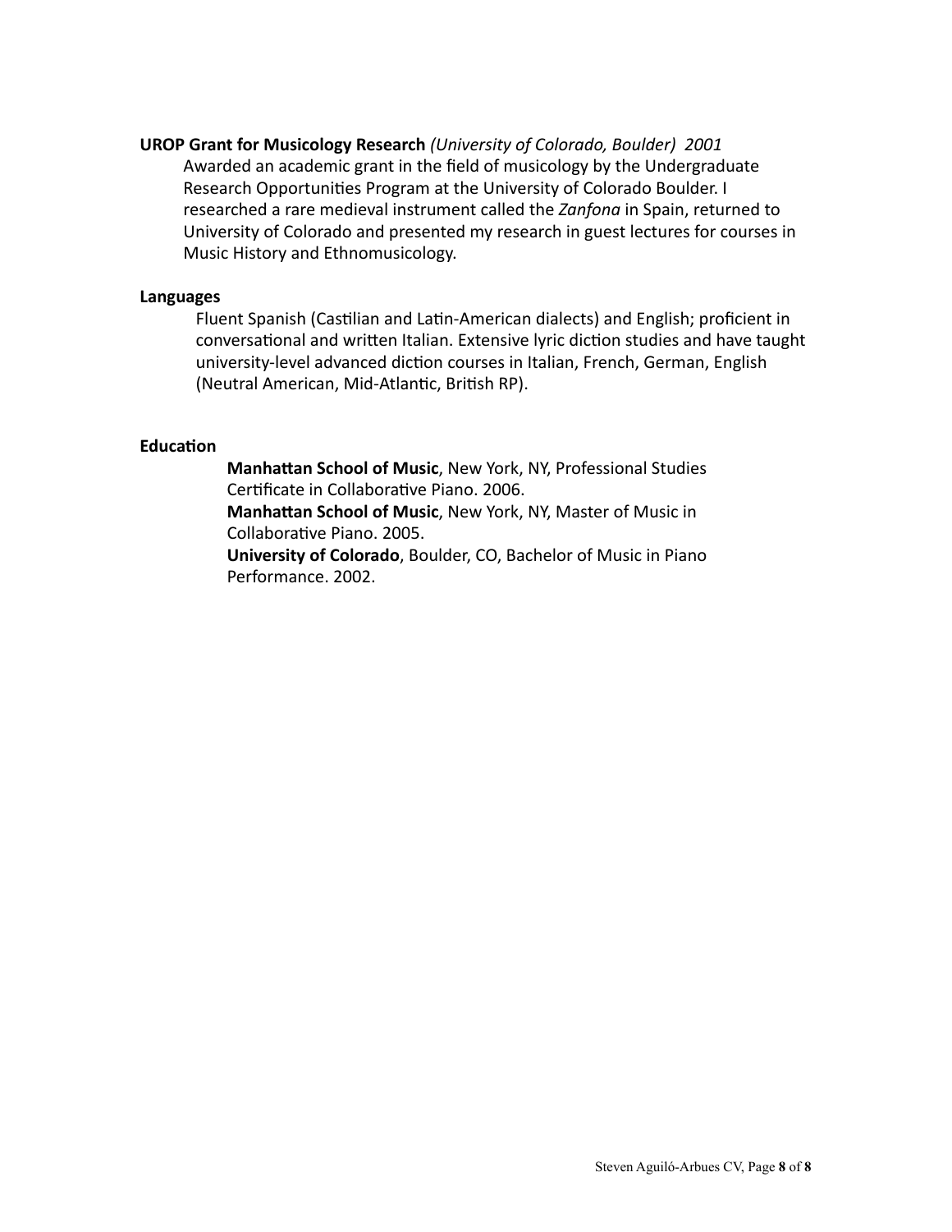**UROP Grant for Musicology Research** *(University of Colorado, Boulder) 2001*

Awarded an academic grant in the field of musicology by the Undergraduate Research Opportunities Program at the University of Colorado Boulder. I researched a rare medieval instrument called the *Zanfona* in Spain, returned to University of Colorado and presented my research in guest lectures for courses in Music History and Ethnomusicology.

**Languages**

Fluent Spanish (Castilian and Latin-American dialects) and English; proficient in conversational and written Italian. Extensive lyric diction studies and have taught university-level advanced diction courses in Italian, French, German, English (Neutral American, Mid-Atlantic, British RP).

**Education**

**Manhattan School of Music**, New York, NY, Professional Studies Certificate in Collaborative Piano. 2006.

**Manhattan School of Music**, New York, NY, Master of Music in Collaborative Piano. 2005.

**University of Colorado**, Boulder, CO, Bachelor of Music in Piano Performance. 2002.